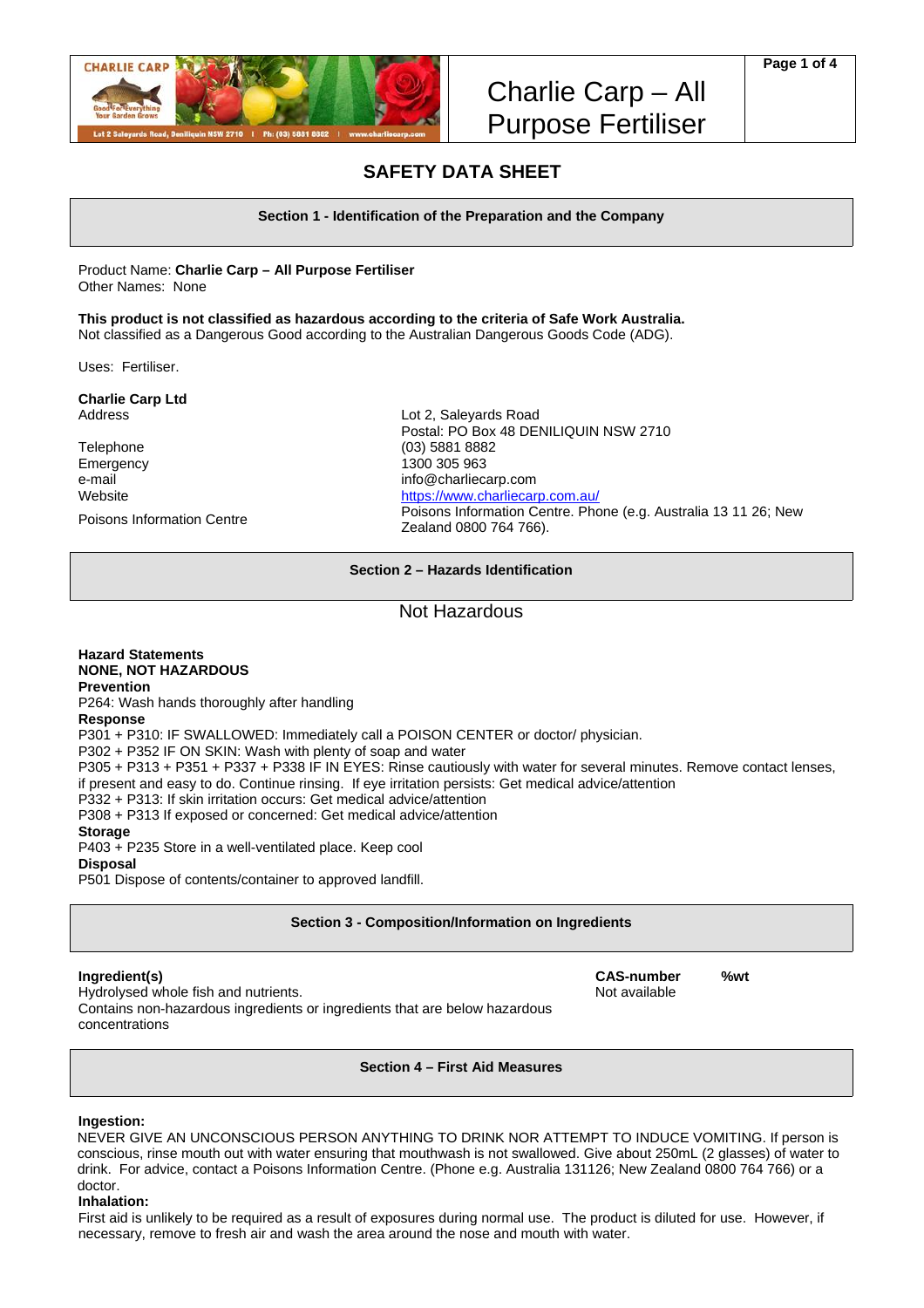# Charlie Carp – All Purpose Fertiliser

## SAFETY DATA SHEET

### Section 1 - Identification of the Preparation and the Company

Product Name: **Charlie Carp – All Purpose Fertiliser**
Other Names: None

**This product is not classified as hazardous according to the criteria of Safe Work Australia.**
Not classified as a Dangerous Good according to the Australian Dangerous Goods Code (ADG).

Uses: Fertiliser.

**Charlie Carp Ltd**

| | |
|---|---|
| Address | Lot 2, Saleyards Road<br>Postal: PO Box 48 DENILIQUIN NSW 2710 |
| Telephone | (03) 5881 8882 |
| Emergency | 1300 305 963 |
| e-mail | info@charliecarp.com |
| Website | https://www.charliecarp.com.au/ |
| Poisons Information Centre | Poisons Information Centre. Phone (e.g. Australia 13 11 26; New Zealand 0800 764 766). |

### Section 2 – Hazards Identification

Not Hazardous

**Hazard Statements**
**NONE, NOT HAZARDOUS**
**Prevention**
P264: Wash hands thoroughly after handling
**Response**
P301 + P310: IF SWALLOWED: Immediately call a POISON CENTER or doctor/ physician.
P302 + P352 IF ON SKIN: Wash with plenty of soap and water
P305 + P313 + P351 + P337 + P338 IF IN EYES: Rinse cautiously with water for several minutes. Remove contact lenses, if present and easy to do. Continue rinsing. If eye irritation persists: Get medical advice/attention
P332 + P313: If skin irritation occurs: Get medical advice/attention
P308 + P313 If exposed or concerned: Get medical advice/attention
**Storage**
P403 + P235 Store in a well-ventilated place. Keep cool
**Disposal**
P501 Dispose of contents/container to approved landfill.

### Section 3 - Composition/Information on Ingredients

| Ingredient(s) | CAS-number | %wt |
|---|---|---|
| Hydrolysed whole fish and nutrients. | Not available | |
| Contains non-hazardous ingredients or ingredients that are below hazardous concentrations | | |

### Section 4 – First Aid Measures

**Ingestion:**
NEVER GIVE AN UNCONSCIOUS PERSON ANYTHING TO DRINK NOR ATTEMPT TO INDUCE VOMITING. If person is conscious, rinse mouth out with water ensuring that mouthwash is not swallowed. Give about 250mL (2 glasses) of water to drink. For advice, contact a Poisons Information Centre. (Phone e.g. Australia 131126; New Zealand 0800 764 766) or a doctor.
**Inhalation:**
First aid is unlikely to be required as a result of exposures during normal use. The product is diluted for use. However, if necessary, remove to fresh air and wash the area around the nose and mouth with water.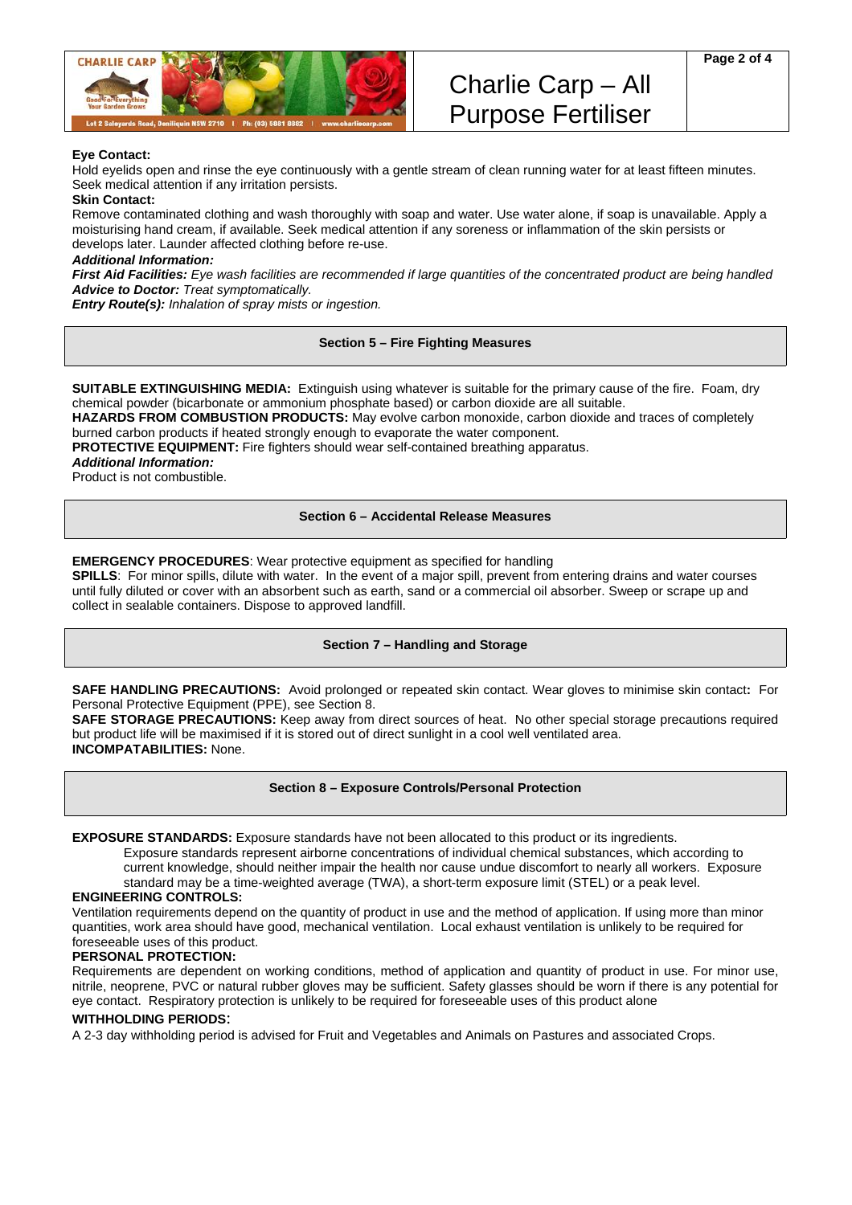**Eye Contact:**
Hold eyelids open and rinse the eye continuously with a gentle stream of clean running water for at least fifteen minutes. Seek medical attention if any irritation persists.

**Skin Contact:**
Remove contaminated clothing and wash thoroughly with soap and water. Use water alone, if soap is unavailable. Apply a moisturising hand cream, if available. Seek medical attention if any soreness or inflammation of the skin persists or develops later. Launder affected clothing before re-use.

***Additional Information:***

***First Aid Facilities:*** *Eye wash facilities are recommended if large quantities of the concentrated product are being handled*

***Advice to Doctor:*** *Treat symptomatically.*

***Entry Route(s):*** *Inhalation of spray mists or ingestion.*

## Section 5 – Fire Fighting Measures

**SUITABLE EXTINGUISHING MEDIA:** Extinguish using whatever is suitable for the primary cause of the fire. Foam, dry chemical powder (bicarbonate or ammonium phosphate based) or carbon dioxide are all suitable.

**HAZARDS FROM COMBUSTION PRODUCTS:** May evolve carbon monoxide, carbon dioxide and traces of completely burned carbon products if heated strongly enough to evaporate the water component.

**PROTECTIVE EQUIPMENT:** Fire fighters should wear self-contained breathing apparatus.

***Additional Information:***

Product is not combustible.

## Section 6 – Accidental Release Measures

**EMERGENCY PROCEDURES**: Wear protective equipment as specified for handling

**SPILLS**: For minor spills, dilute with water. In the event of a major spill, prevent from entering drains and water courses until fully diluted or cover with an absorbent such as earth, sand or a commercial oil absorber. Sweep or scrape up and collect in sealable containers. Dispose to approved landfill.

## Section 7 – Handling and Storage

**SAFE HANDLING PRECAUTIONS:** Avoid prolonged or repeated skin contact. Wear gloves to minimise skin contact**:** For Personal Protective Equipment (PPE), see Section 8.

**SAFE STORAGE PRECAUTIONS:** Keep away from direct sources of heat. No other special storage precautions required but product life will be maximised if it is stored out of direct sunlight in a cool well ventilated area.

**INCOMPATABILITIES:** None.

## Section 8 – Exposure Controls/Personal Protection

**EXPOSURE STANDARDS:** Exposure standards have not been allocated to this product or its ingredients.

> Exposure standards represent airborne concentrations of individual chemical substances, which according to current knowledge, should neither impair the health nor cause undue discomfort to nearly all workers. Exposure standard may be a time-weighted average (TWA), a short-term exposure limit (STEL) or a peak level.

**ENGINEERING CONTROLS:**
Ventilation requirements depend on the quantity of product in use and the method of application. If using more than minor quantities, work area should have good, mechanical ventilation. Local exhaust ventilation is unlikely to be required for foreseeable uses of this product.

**PERSONAL PROTECTION:**
Requirements are dependent on working conditions, method of application and quantity of product in use. For minor use, nitrile, neoprene, PVC or natural rubber gloves may be sufficient. Safety glasses should be worn if there is any potential for eye contact. Respiratory protection is unlikely to be required for foreseeable uses of this product alone

**WITHHOLDING PERIODS:**
A 2-3 day withholding period is advised for Fruit and Vegetables and Animals on Pastures and associated Crops.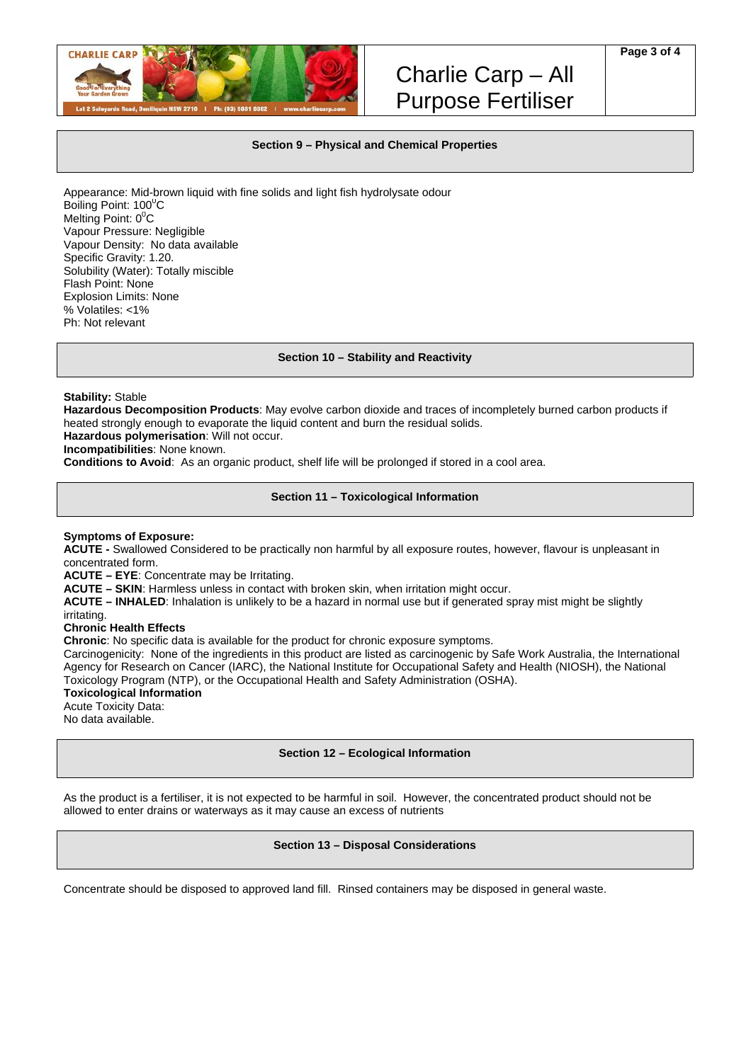## Section 9 – Physical and Chemical Properties

Appearance: Mid-brown liquid with fine solids and light fish hydrolysate odour
Boiling Point: $100^{0}$C
Melting Point: $0^{0}$C
Vapour Pressure: Negligible
Vapour Density: No data available
Specific Gravity: 1.20.
Solubility (Water): Totally miscible
Flash Point: None
Explosion Limits: None
% Volatiles: <1%
Ph: Not relevant

## Section 10 – Stability and Reactivity

**Stability:** Stable
**Hazardous Decomposition Products**: May evolve carbon dioxide and traces of incompletely burned carbon products if heated strongly enough to evaporate the liquid content and burn the residual solids.
**Hazardous polymerisation**: Will not occur.
**Incompatibilities**: None known.
**Conditions to Avoid**: As an organic product, shelf life will be prolonged if stored in a cool area.

## Section 11 – Toxicological Information

**Symptoms of Exposure:**
**ACUTE -** Swallowed Considered to be practically non harmful by all exposure routes, however, flavour is unpleasant in concentrated form.
**ACUTE – EYE**: Concentrate may be Irritating.
**ACUTE – SKIN**: Harmless unless in contact with broken skin, when irritation might occur.
**ACUTE – INHALED**: Inhalation is unlikely to be a hazard in normal use but if generated spray mist might be slightly irritating.
**Chronic Health Effects**
**Chronic**: No specific data is available for the product for chronic exposure symptoms.
Carcinogenicity: None of the ingredients in this product are listed as carcinogenic by Safe Work Australia, the International Agency for Research on Cancer (IARC), the National Institute for Occupational Safety and Health (NIOSH), the National Toxicology Program (NTP), or the Occupational Health and Safety Administration (OSHA).
**Toxicological Information**
Acute Toxicity Data:
No data available.

## Section 12 – Ecological Information

As the product is a fertiliser, it is not expected to be harmful in soil. However, the concentrated product should not be allowed to enter drains or waterways as it may cause an excess of nutrients

## Section 13 – Disposal Considerations

Concentrate should be disposed to approved land fill. Rinsed containers may be disposed in general waste.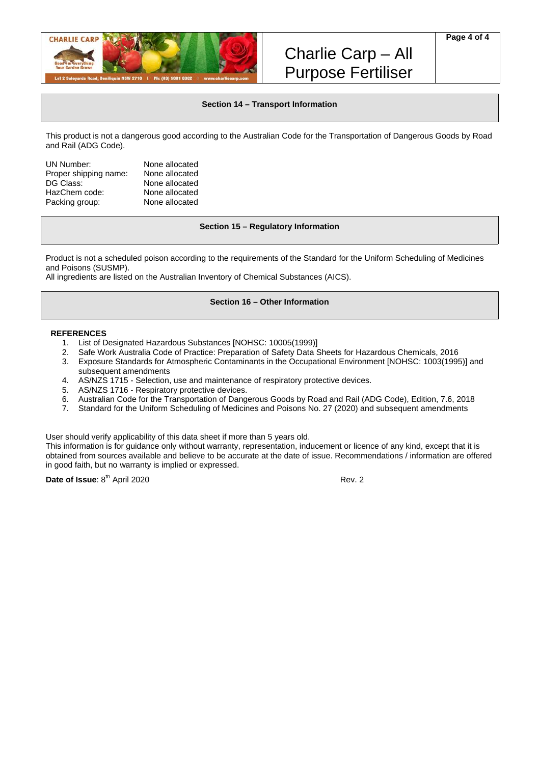## Section 14 – Transport Information

This product is not a dangerous good according to the Australian Code for the Transportation of Dangerous Goods by Road and Rail (ADG Code).

| | |
|---|---|
| UN Number: | None allocated |
| Proper shipping name: | None allocated |
| DG Class: | None allocated |
| HazChem code: | None allocated |
| Packing group: | None allocated |

## Section 15 – Regulatory Information

Product is not a scheduled poison according to the requirements of the Standard for the Uniform Scheduling of Medicines and Poisons (SUSMP).
All ingredients are listed on the Australian Inventory of Chemical Substances (AICS).

## Section 16 – Other Information

**REFERENCES**

1. List of Designated Hazardous Substances [NOHSC: 10005(1999)]
2. Safe Work Australia Code of Practice: Preparation of Safety Data Sheets for Hazardous Chemicals, 2016
3. Exposure Standards for Atmospheric Contaminants in the Occupational Environment [NOHSC: 1003(1995)] and subsequent amendments
4. AS/NZS 1715 - Selection, use and maintenance of respiratory protective devices.
5. AS/NZS 1716 - Respiratory protective devices.
6. Australian Code for the Transportation of Dangerous Goods by Road and Rail (ADG Code), Edition, 7.6, 2018
7. Standard for the Uniform Scheduling of Medicines and Poisons No. 27 (2020) and subsequent amendments

User should verify applicability of this data sheet if more than 5 years old.
This information is for guidance only without warranty, representation, inducement or licence of any kind, except that it is obtained from sources available and believe to be accurate at the date of issue. Recommendations / information are offered in good faith, but no warranty is implied or expressed.

**Date of Issue**: 8th April 2020 Rev. 2